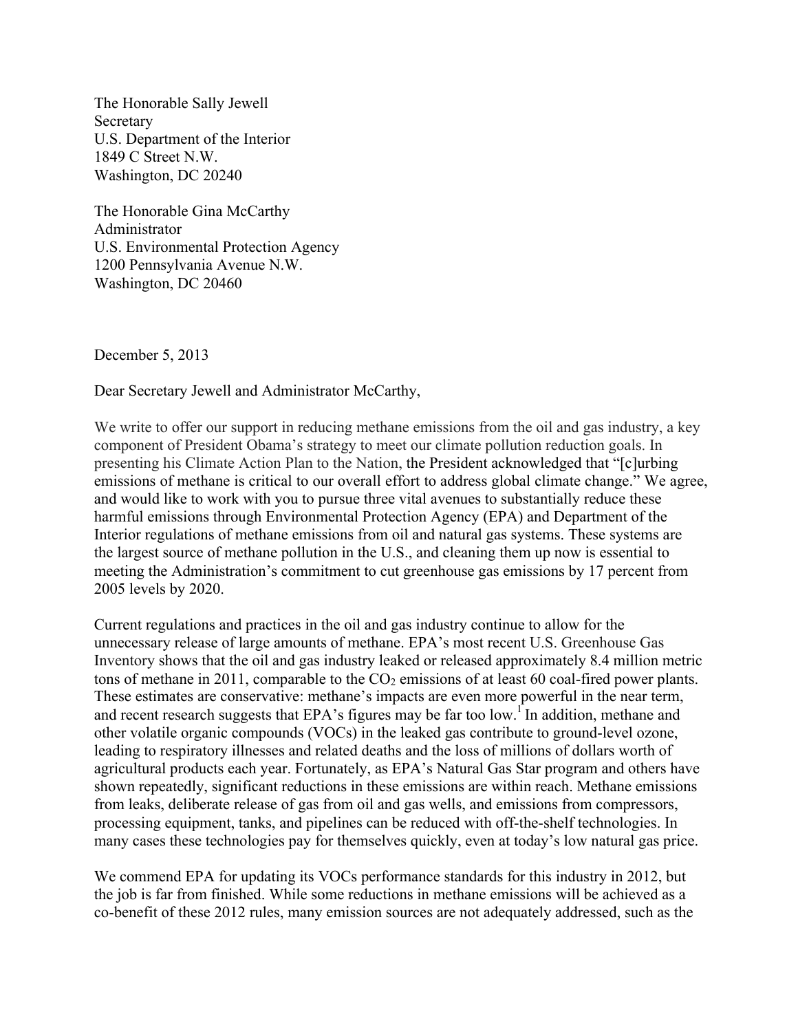The Honorable Sally Jewell
Secretary
U.S. Department of the Interior
1849 C Street N.W.
Washington, DC 20240

The Honorable Gina McCarthy
Administrator
U.S. Environmental Protection Agency
1200 Pennsylvania Avenue N.W.
Washington, DC 20460

December 5, 2013

Dear Secretary Jewell and Administrator McCarthy,

We write to offer our support in reducing methane emissions from the oil and gas industry, a key component of President Obama's strategy to meet our climate pollution reduction goals. In presenting his Climate Action Plan to the Nation, the President acknowledged that "[c]urbing emissions of methane is critical to our overall effort to address global climate change." We agree, and would like to work with you to pursue three vital avenues to substantially reduce these harmful emissions through Environmental Protection Agency (EPA) and Department of the Interior regulations of methane emissions from oil and natural gas systems. These systems are the largest source of methane pollution in the U.S., and cleaning them up now is essential to meeting the Administration's commitment to cut greenhouse gas emissions by 17 percent from 2005 levels by 2020.

Current regulations and practices in the oil and gas industry continue to allow for the unnecessary release of large amounts of methane. EPA's most recent U.S. Greenhouse Gas Inventory shows that the oil and gas industry leaked or released approximately 8.4 million metric tons of methane in 2011, comparable to the $CO_2$ emissions of at least 60 coal-fired power plants. These estimates are conservative: methane's impacts are even more powerful in the near term, and recent research suggests that EPA's figures may be far too low.[1] In addition, methane and other volatile organic compounds (VOCs) in the leaked gas contribute to ground-level ozone, leading to respiratory illnesses and related deaths and the loss of millions of dollars worth of agricultural products each year. Fortunately, as EPA's Natural Gas Star program and others have shown repeatedly, significant reductions in these emissions are within reach. Methane emissions from leaks, deliberate release of gas from oil and gas wells, and emissions from compressors, processing equipment, tanks, and pipelines can be reduced with off-the-shelf technologies. In many cases these technologies pay for themselves quickly, even at today's low natural gas price.

We commend EPA for updating its VOCs performance standards for this industry in 2012, but the job is far from finished. While some reductions in methane emissions will be achieved as a co-benefit of these 2012 rules, many emission sources are not adequately addressed, such as the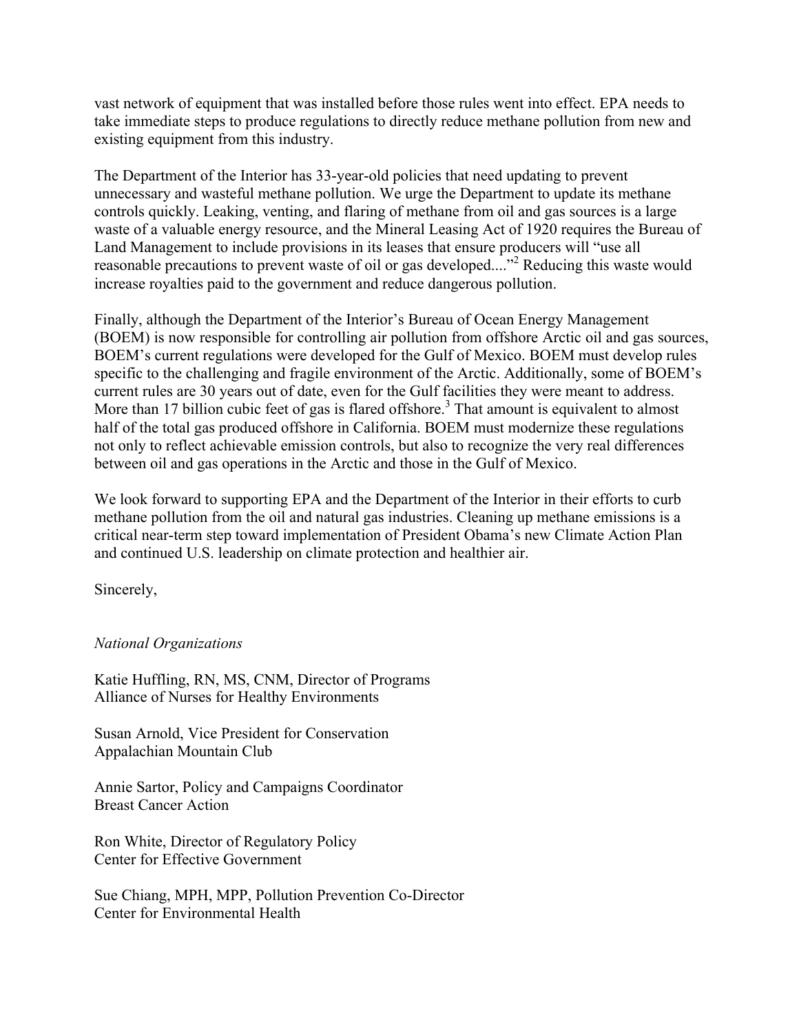vast network of equipment that was installed before those rules went into effect. EPA needs to take immediate steps to produce regulations to directly reduce methane pollution from new and existing equipment from this industry.

The Department of the Interior has 33-year-old policies that need updating to prevent unnecessary and wasteful methane pollution. We urge the Department to update its methane controls quickly. Leaking, venting, and flaring of methane from oil and gas sources is a large waste of a valuable energy resource, and the Mineral Leasing Act of 1920 requires the Bureau of Land Management to include provisions in its leases that ensure producers will "use all reasonable precautions to prevent waste of oil or gas developed...."[2] Reducing this waste would increase royalties paid to the government and reduce dangerous pollution.

Finally, although the Department of the Interior's Bureau of Ocean Energy Management (BOEM) is now responsible for controlling air pollution from offshore Arctic oil and gas sources, BOEM's current regulations were developed for the Gulf of Mexico. BOEM must develop rules specific to the challenging and fragile environment of the Arctic. Additionally, some of BOEM's current rules are 30 years out of date, even for the Gulf facilities they were meant to address. More than 17 billion cubic feet of gas is flared offshore.[3] That amount is equivalent to almost half of the total gas produced offshore in California. BOEM must modernize these regulations not only to reflect achievable emission controls, but also to recognize the very real differences between oil and gas operations in the Arctic and those in the Gulf of Mexico.

We look forward to supporting EPA and the Department of the Interior in their efforts to curb methane pollution from the oil and natural gas industries. Cleaning up methane emissions is a critical near-term step toward implementation of President Obama's new Climate Action Plan and continued U.S. leadership on climate protection and healthier air.

Sincerely,

*National Organizations*

Katie Huffling, RN, MS, CNM, Director of Programs
Alliance of Nurses for Healthy Environments

Susan Arnold, Vice President for Conservation
Appalachian Mountain Club

Annie Sartor, Policy and Campaigns Coordinator
Breast Cancer Action

Ron White, Director of Regulatory Policy
Center for Effective Government

Sue Chiang, MPH, MPP, Pollution Prevention Co-Director
Center for Environmental Health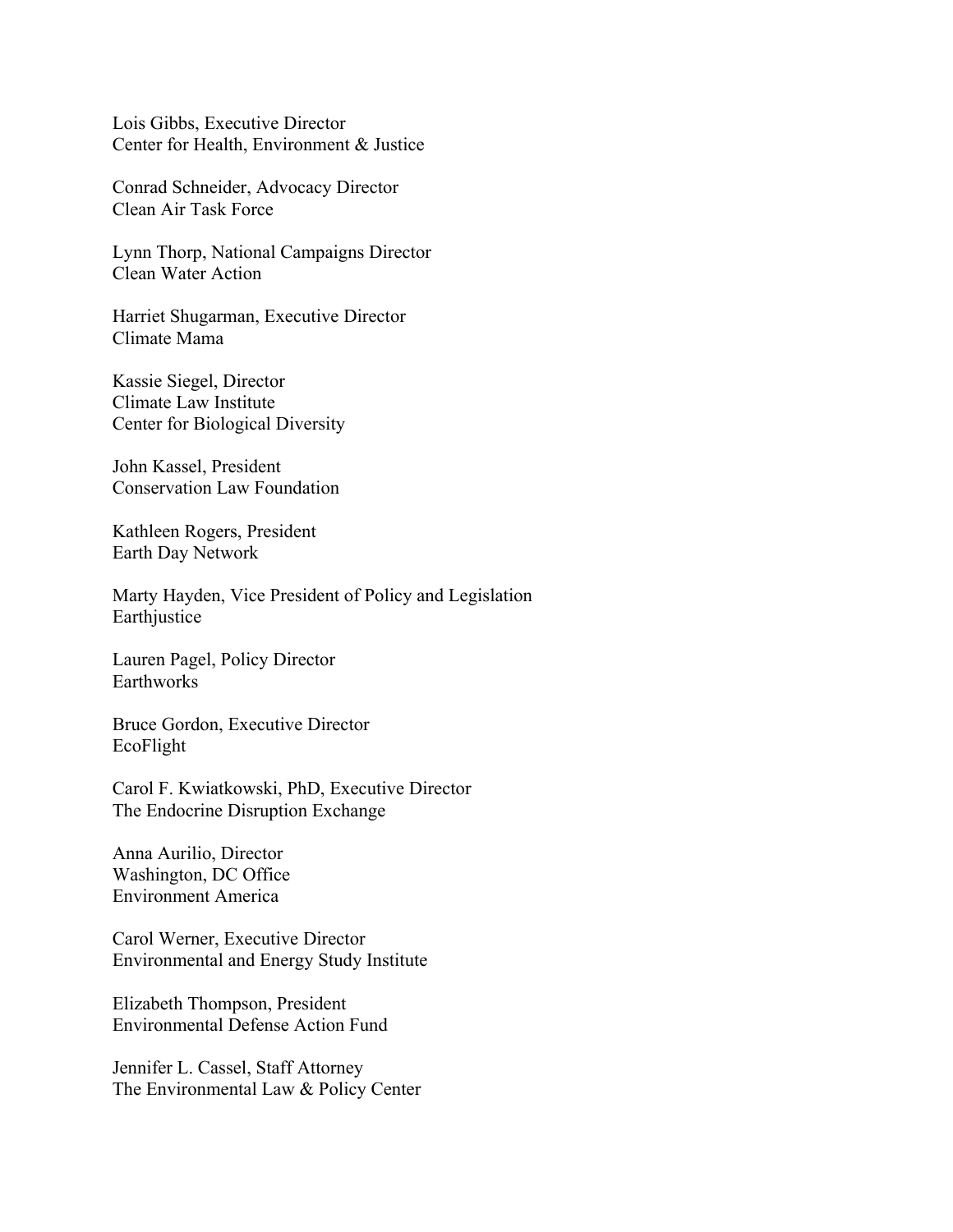Lois Gibbs, Executive Director
Center for Health, Environment & Justice

Conrad Schneider, Advocacy Director
Clean Air Task Force

Lynn Thorp, National Campaigns Director
Clean Water Action

Harriet Shugarman, Executive Director
Climate Mama

Kassie Siegel, Director
Climate Law Institute
Center for Biological Diversity

John Kassel, President
Conservation Law Foundation

Kathleen Rogers, President
Earth Day Network

Marty Hayden, Vice President of Policy and Legislation
Earthjustice

Lauren Pagel, Policy Director
Earthworks

Bruce Gordon, Executive Director
EcoFlight

Carol F. Kwiatkowski, PhD, Executive Director
The Endocrine Disruption Exchange

Anna Aurilio, Director
Washington, DC Office
Environment America

Carol Werner, Executive Director
Environmental and Energy Study Institute

Elizabeth Thompson, President
Environmental Defense Action Fund

Jennifer L. Cassel, Staff Attorney
The Environmental Law & Policy Center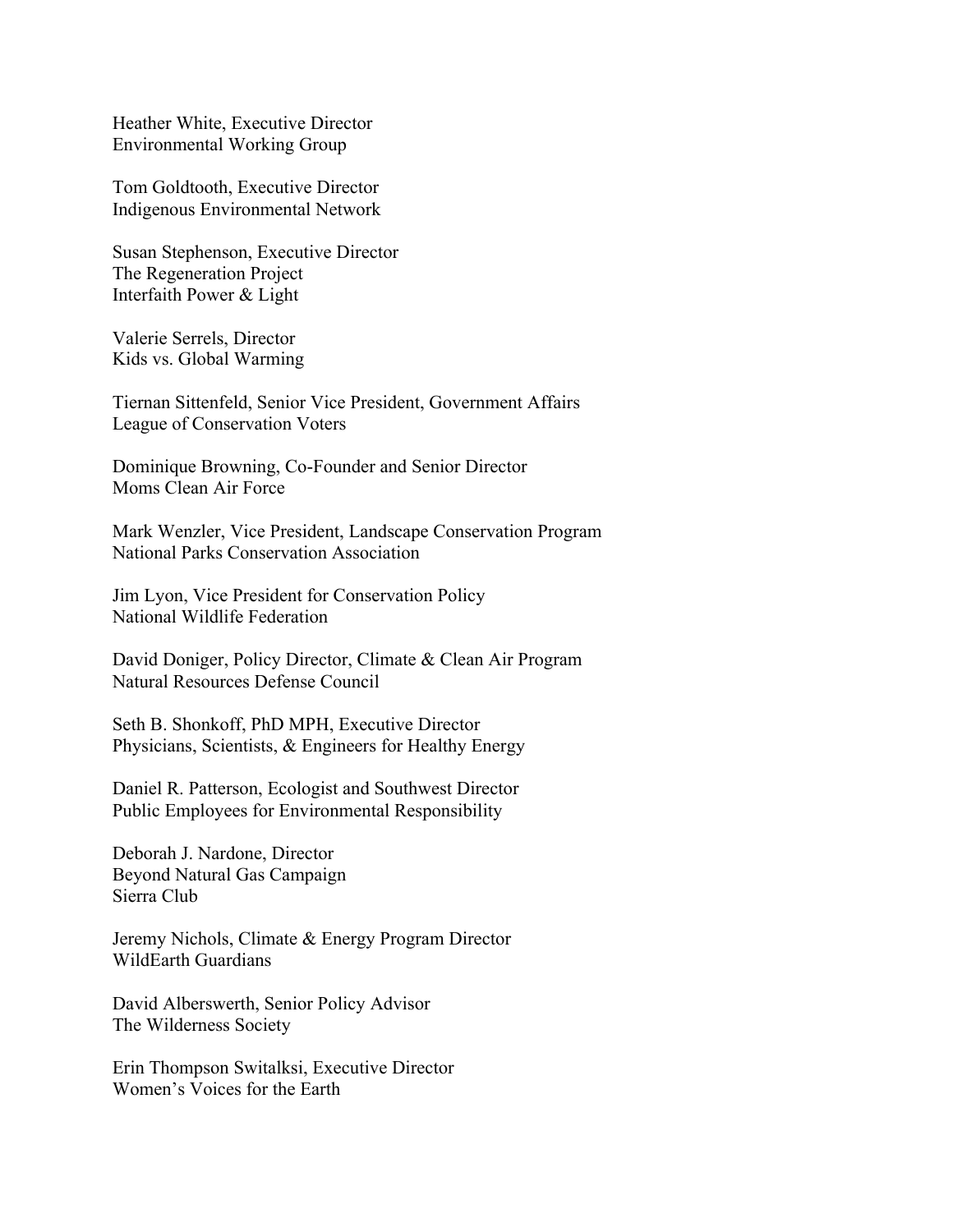Heather White, Executive Director
Environmental Working Group

Tom Goldtooth, Executive Director
Indigenous Environmental Network

Susan Stephenson, Executive Director
The Regeneration Project
Interfaith Power & Light

Valerie Serrels, Director
Kids vs. Global Warming

Tiernan Sittenfeld, Senior Vice President, Government Affairs
League of Conservation Voters

Dominique Browning, Co-Founder and Senior Director
Moms Clean Air Force

Mark Wenzler, Vice President, Landscape Conservation Program
National Parks Conservation Association

Jim Lyon, Vice President for Conservation Policy
National Wildlife Federation

David Doniger, Policy Director, Climate & Clean Air Program
Natural Resources Defense Council

Seth B. Shonkoff, PhD MPH, Executive Director
Physicians, Scientists, & Engineers for Healthy Energy

Daniel R. Patterson, Ecologist and Southwest Director
Public Employees for Environmental Responsibility

Deborah J. Nardone, Director
Beyond Natural Gas Campaign
Sierra Club

Jeremy Nichols, Climate & Energy Program Director
WildEarth Guardians

David Alberswerth, Senior Policy Advisor
The Wilderness Society

Erin Thompson Switalksi, Executive Director
Women's Voices for the Earth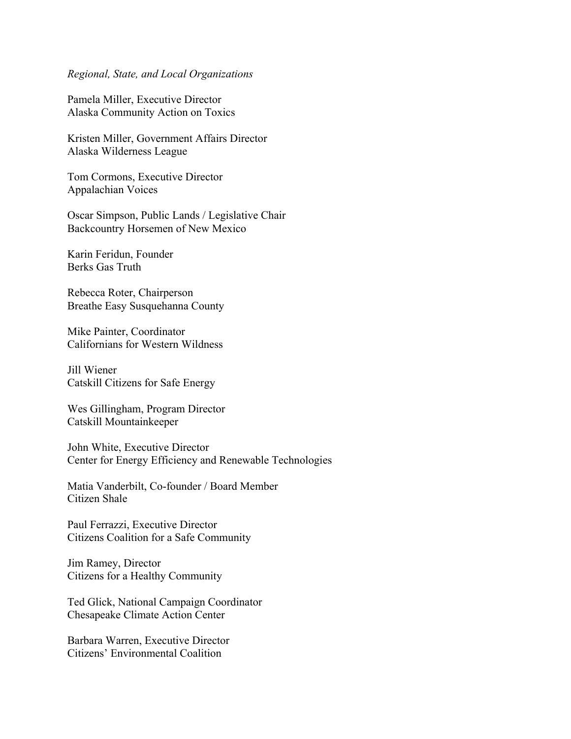*Regional, State, and Local Organizations*

Pamela Miller, Executive Director
Alaska Community Action on Toxics

Kristen Miller, Government Affairs Director
Alaska Wilderness League

Tom Cormons, Executive Director
Appalachian Voices

Oscar Simpson, Public Lands / Legislative Chair
Backcountry Horsemen of New Mexico

Karin Feridun, Founder
Berks Gas Truth

Rebecca Roter, Chairperson
Breathe Easy Susquehanna County

Mike Painter, Coordinator
Californians for Western Wildness

Jill Wiener
Catskill Citizens for Safe Energy

Wes Gillingham, Program Director
Catskill Mountainkeeper

John White, Executive Director
Center for Energy Efficiency and Renewable Technologies

Matia Vanderbilt, Co-founder / Board Member
Citizen Shale

Paul Ferrazzi, Executive Director
Citizens Coalition for a Safe Community

Jim Ramey, Director
Citizens for a Healthy Community

Ted Glick, National Campaign Coordinator
Chesapeake Climate Action Center

Barbara Warren, Executive Director
Citizens' Environmental Coalition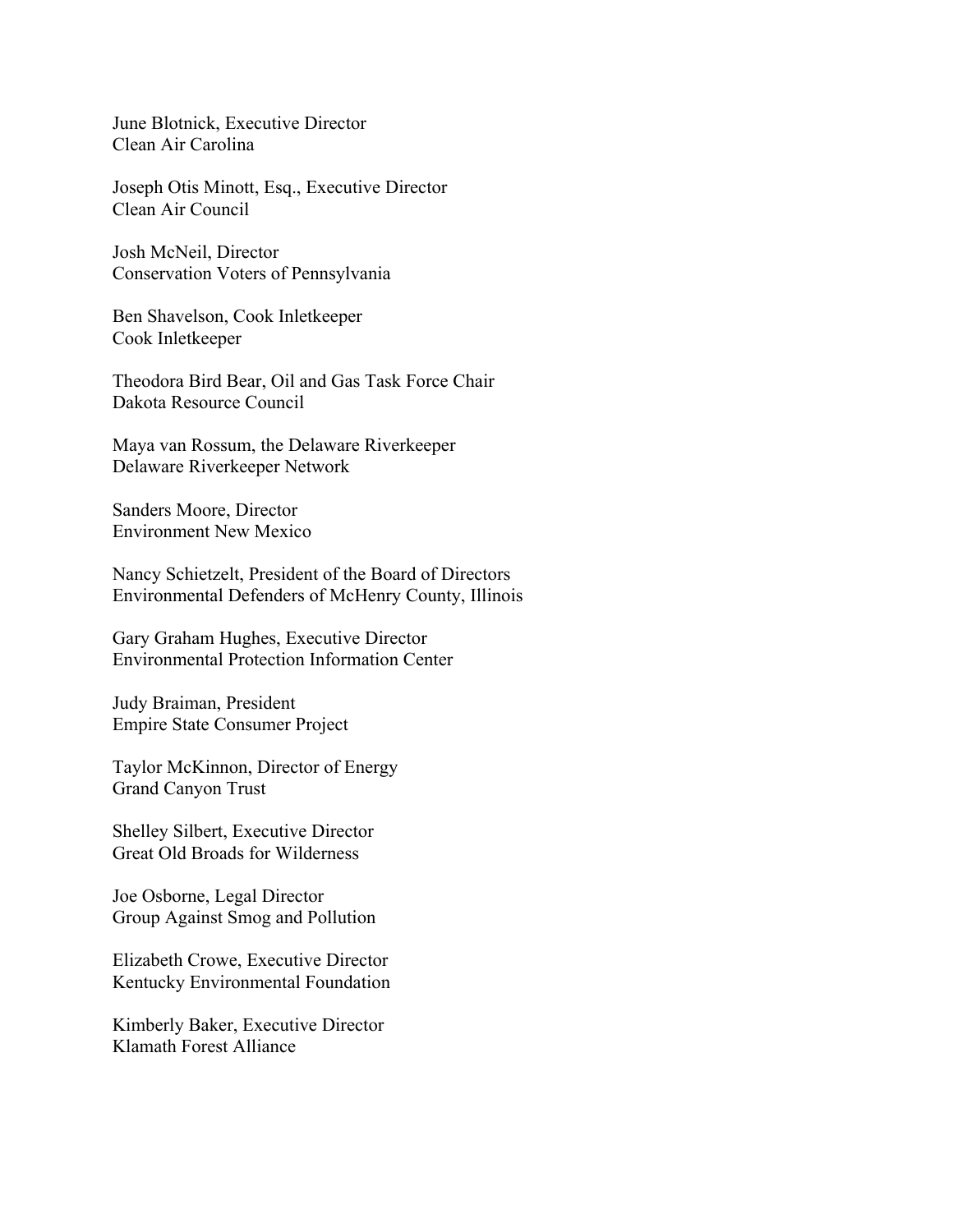June Blotnick, Executive Director
Clean Air Carolina

Joseph Otis Minott, Esq., Executive Director
Clean Air Council

Josh McNeil, Director
Conservation Voters of Pennsylvania

Ben Shavelson, Cook Inletkeeper
Cook Inletkeeper

Theodora Bird Bear, Oil and Gas Task Force Chair
Dakota Resource Council

Maya van Rossum, the Delaware Riverkeeper
Delaware Riverkeeper Network

Sanders Moore, Director
Environment New Mexico

Nancy Schietzelt, President of the Board of Directors
Environmental Defenders of McHenry County, Illinois

Gary Graham Hughes, Executive Director
Environmental Protection Information Center

Judy Braiman, President
Empire State Consumer Project

Taylor McKinnon, Director of Energy
Grand Canyon Trust

Shelley Silbert, Executive Director
Great Old Broads for Wilderness

Joe Osborne, Legal Director
Group Against Smog and Pollution

Elizabeth Crowe, Executive Director
Kentucky Environmental Foundation

Kimberly Baker, Executive Director
Klamath Forest Alliance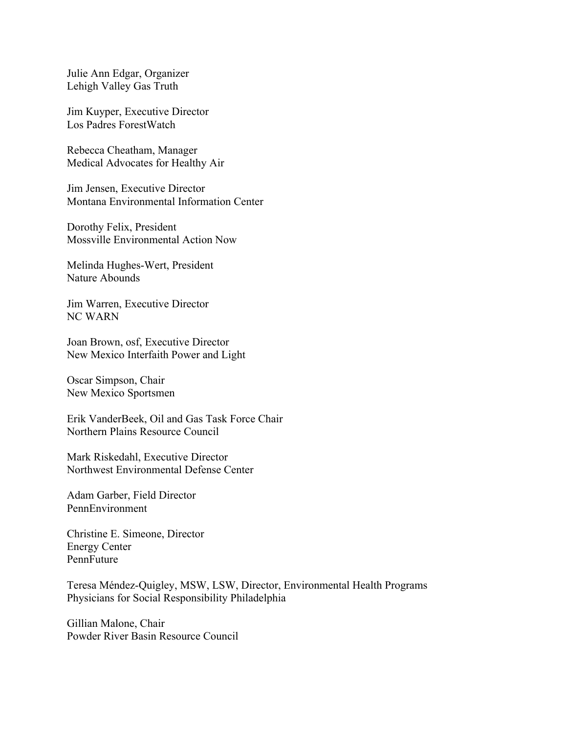Julie Ann Edgar, Organizer
Lehigh Valley Gas Truth

Jim Kuyper, Executive Director
Los Padres ForestWatch

Rebecca Cheatham, Manager
Medical Advocates for Healthy Air

Jim Jensen, Executive Director
Montana Environmental Information Center

Dorothy Felix, President
Mossville Environmental Action Now

Melinda Hughes-Wert, President
Nature Abounds

Jim Warren, Executive Director
NC WARN

Joan Brown, osf, Executive Director
New Mexico Interfaith Power and Light

Oscar Simpson, Chair
New Mexico Sportsmen

Erik VanderBeek, Oil and Gas Task Force Chair
Northern Plains Resource Council

Mark Riskedahl, Executive Director
Northwest Environmental Defense Center

Adam Garber, Field Director
PennEnvironment

Christine E. Simeone, Director
Energy Center
PennFuture

Teresa Méndez-Quigley, MSW, LSW, Director, Environmental Health Programs
Physicians for Social Responsibility Philadelphia

Gillian Malone, Chair
Powder River Basin Resource Council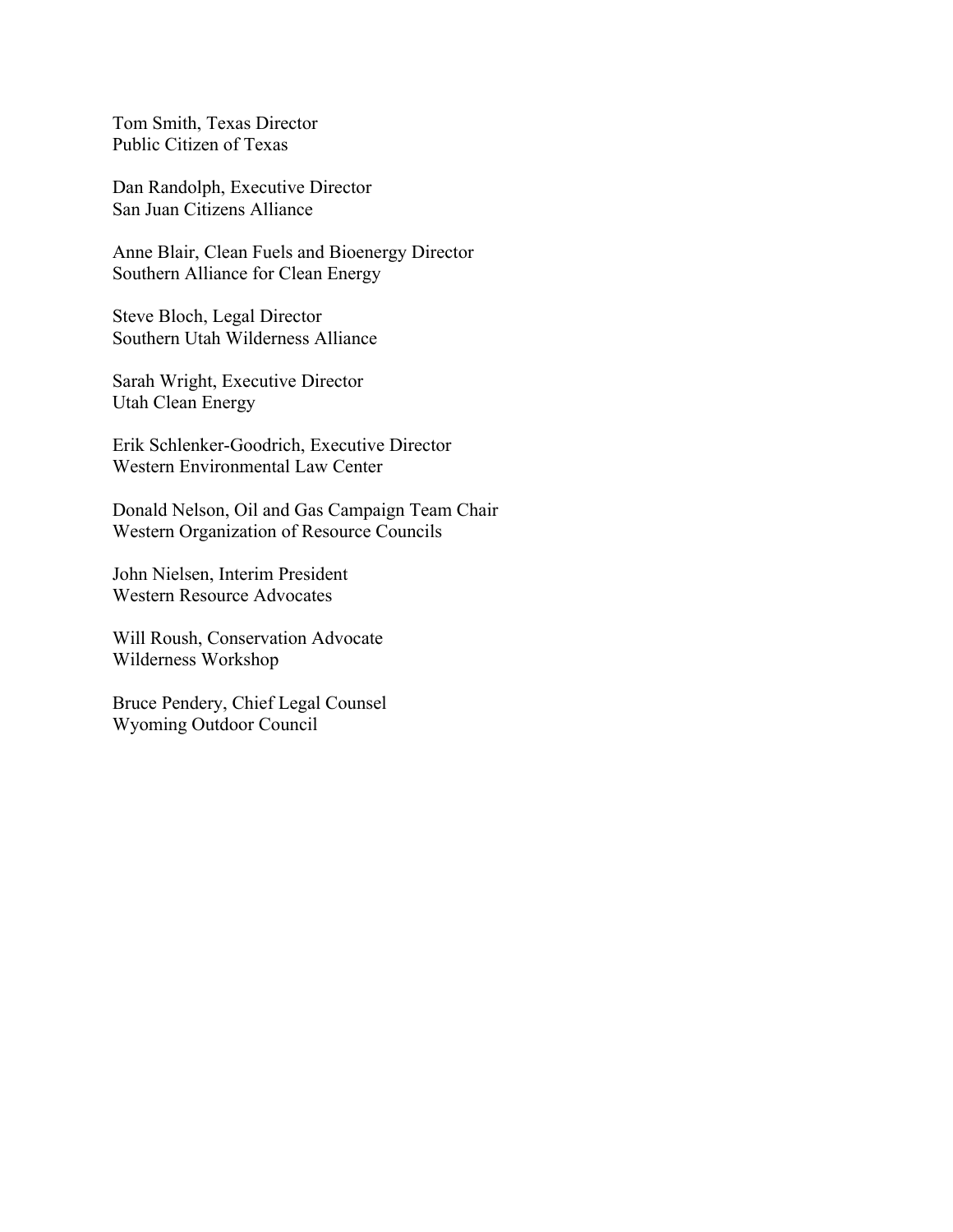Tom Smith, Texas Director
Public Citizen of Texas

Dan Randolph, Executive Director
San Juan Citizens Alliance

Anne Blair, Clean Fuels and Bioenergy Director
Southern Alliance for Clean Energy

Steve Bloch, Legal Director
Southern Utah Wilderness Alliance

Sarah Wright, Executive Director
Utah Clean Energy

Erik Schlenker-Goodrich, Executive Director
Western Environmental Law Center

Donald Nelson, Oil and Gas Campaign Team Chair
Western Organization of Resource Councils

John Nielsen, Interim President
Western Resource Advocates

Will Roush, Conservation Advocate
Wilderness Workshop

Bruce Pendery, Chief Legal Counsel
Wyoming Outdoor Council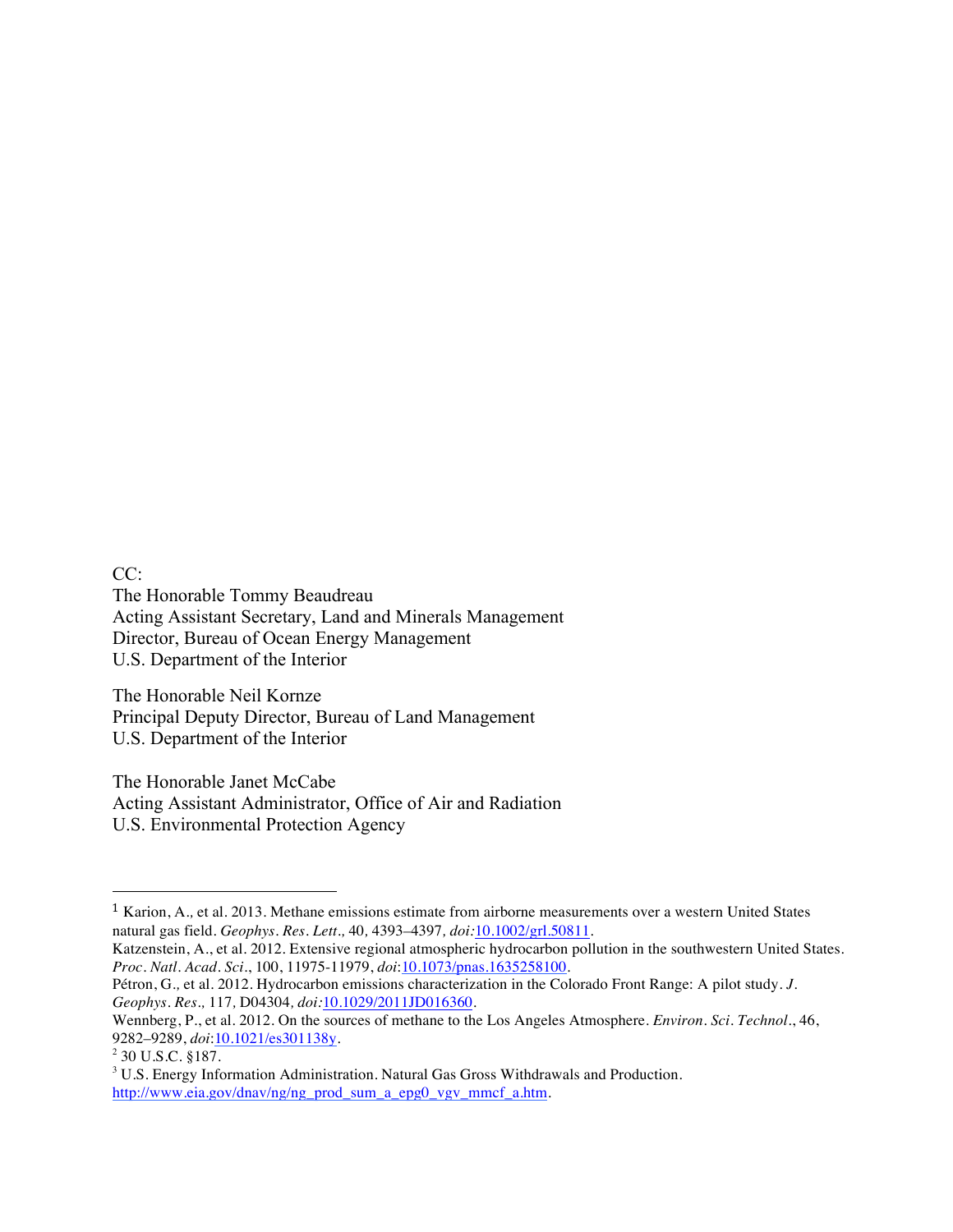CC:
The Honorable Tommy Beaudreau
Acting Assistant Secretary, Land and Minerals Management
Director, Bureau of Ocean Energy Management
U.S. Department of the Interior

The Honorable Neil Kornze
Principal Deputy Director, Bureau of Land Management
U.S. Department of the Interior

The Honorable Janet McCabe
Acting Assistant Administrator, Office of Air and Radiation
U.S. Environmental Protection Agency

---

[1] Karion, A., et al. 2013. Methane emissions estimate from airborne measurements over a western United States natural gas field. *Geophys. Res. Lett.,* 40, 4393–4397, *doi:*10.1002/grl.50811.
Katzenstein, A., et al. 2012. Extensive regional atmospheric hydrocarbon pollution in the southwestern United States. *Proc. Natl. Acad. Sci.*, 100, 11975-11979, *doi*:10.1073/pnas.1635258100.
Pétron, G., et al. 2012. Hydrocarbon emissions characterization in the Colorado Front Range: A pilot study. *J. Geophys. Res.,* 117, D04304, *doi:*10.1029/2011JD016360.
Wennberg, P., et al. 2012. On the sources of methane to the Los Angeles Atmosphere. *Environ. Sci. Technol.*, 46, 9282–9289, *doi*:10.1021/es301138y.

[2] 30 U.S.C. §187.

[3] U.S. Energy Information Administration. Natural Gas Gross Withdrawals and Production. http://www.eia.gov/dnav/ng/ng_prod_sum_a_epg0_vgv_mmcf_a.htm.